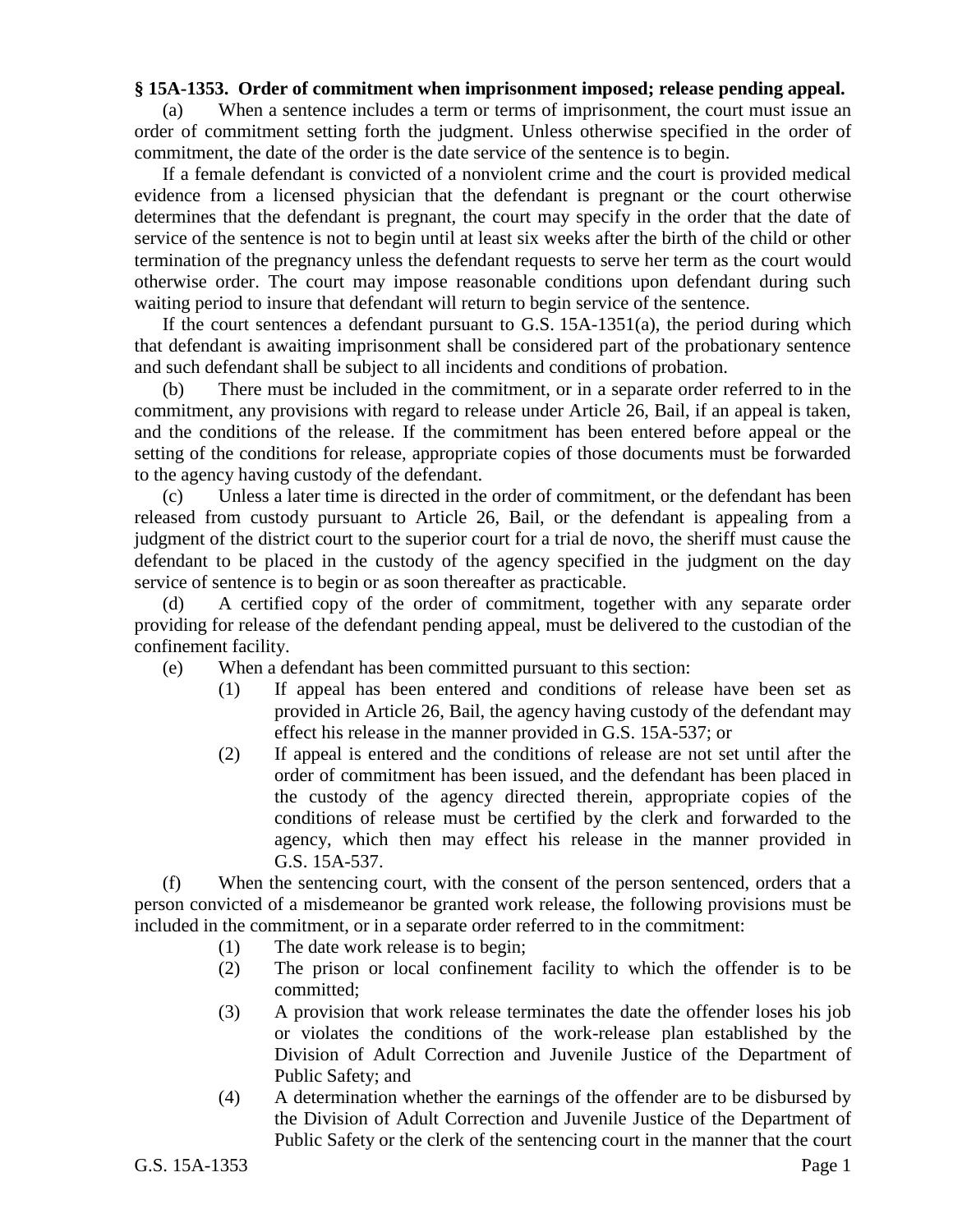**§ 15A-1353. Order of commitment when imprisonment imposed; release pending appeal.**

(a) When a sentence includes a term or terms of imprisonment, the court must issue an order of commitment setting forth the judgment. Unless otherwise specified in the order of commitment, the date of the order is the date service of the sentence is to begin.

If a female defendant is convicted of a nonviolent crime and the court is provided medical evidence from a licensed physician that the defendant is pregnant or the court otherwise determines that the defendant is pregnant, the court may specify in the order that the date of service of the sentence is not to begin until at least six weeks after the birth of the child or other termination of the pregnancy unless the defendant requests to serve her term as the court would otherwise order. The court may impose reasonable conditions upon defendant during such waiting period to insure that defendant will return to begin service of the sentence.

If the court sentences a defendant pursuant to G.S. 15A-1351(a), the period during which that defendant is awaiting imprisonment shall be considered part of the probationary sentence and such defendant shall be subject to all incidents and conditions of probation.

(b) There must be included in the commitment, or in a separate order referred to in the commitment, any provisions with regard to release under Article 26, Bail, if an appeal is taken, and the conditions of the release. If the commitment has been entered before appeal or the setting of the conditions for release, appropriate copies of those documents must be forwarded to the agency having custody of the defendant.

(c) Unless a later time is directed in the order of commitment, or the defendant has been released from custody pursuant to Article 26, Bail, or the defendant is appealing from a judgment of the district court to the superior court for a trial de novo, the sheriff must cause the defendant to be placed in the custody of the agency specified in the judgment on the day service of sentence is to begin or as soon thereafter as practicable.

(d) A certified copy of the order of commitment, together with any separate order providing for release of the defendant pending appeal, must be delivered to the custodian of the confinement facility.

(e) When a defendant has been committed pursuant to this section:

(1) If appeal has been entered and conditions of release have been set as provided in Article 26, Bail, the agency having custody of the defendant may effect his release in the manner provided in G.S. 15A-537; or

(2) If appeal is entered and the conditions of release are not set until after the order of commitment has been issued, and the defendant has been placed in the custody of the agency directed therein, appropriate copies of the conditions of release must be certified by the clerk and forwarded to the agency, which then may effect his release in the manner provided in G.S. 15A-537.

(f) When the sentencing court, with the consent of the person sentenced, orders that a person convicted of a misdemeanor be granted work release, the following provisions must be included in the commitment, or in a separate order referred to in the commitment:

(1) The date work release is to begin;

(2) The prison or local confinement facility to which the offender is to be committed;

(3) A provision that work release terminates the date the offender loses his job or violates the conditions of the work-release plan established by the Division of Adult Correction and Juvenile Justice of the Department of Public Safety; and

(4) A determination whether the earnings of the offender are to be disbursed by the Division of Adult Correction and Juvenile Justice of the Department of Public Safety or the clerk of the sentencing court in the manner that the court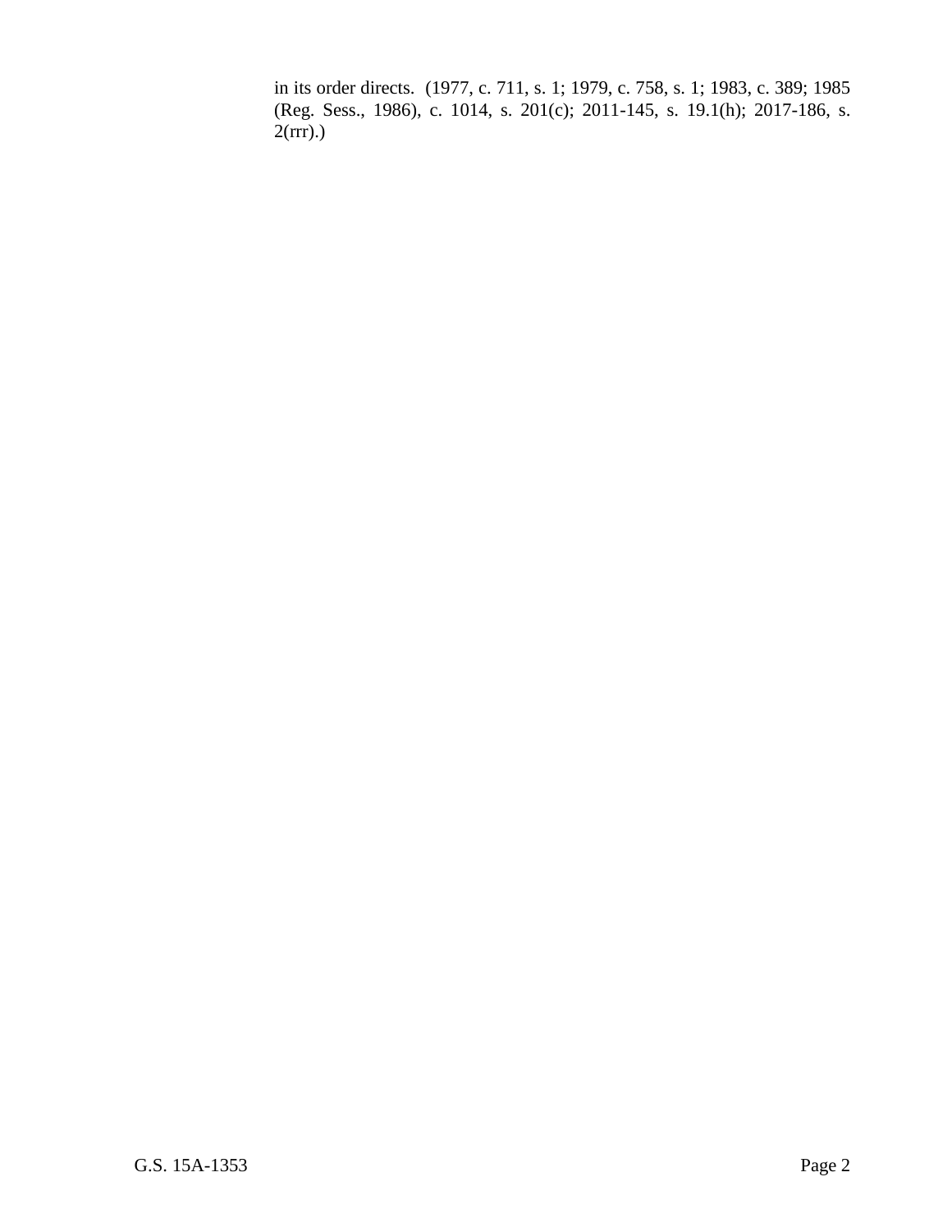in its order directs. (1977, c. 711, s. 1; 1979, c. 758, s. 1; 1983, c. 389; 1985 (Reg. Sess., 1986), c. 1014, s. 201(c); 2011-145, s. 19.1(h); 2017-186, s. 2(rrr).)